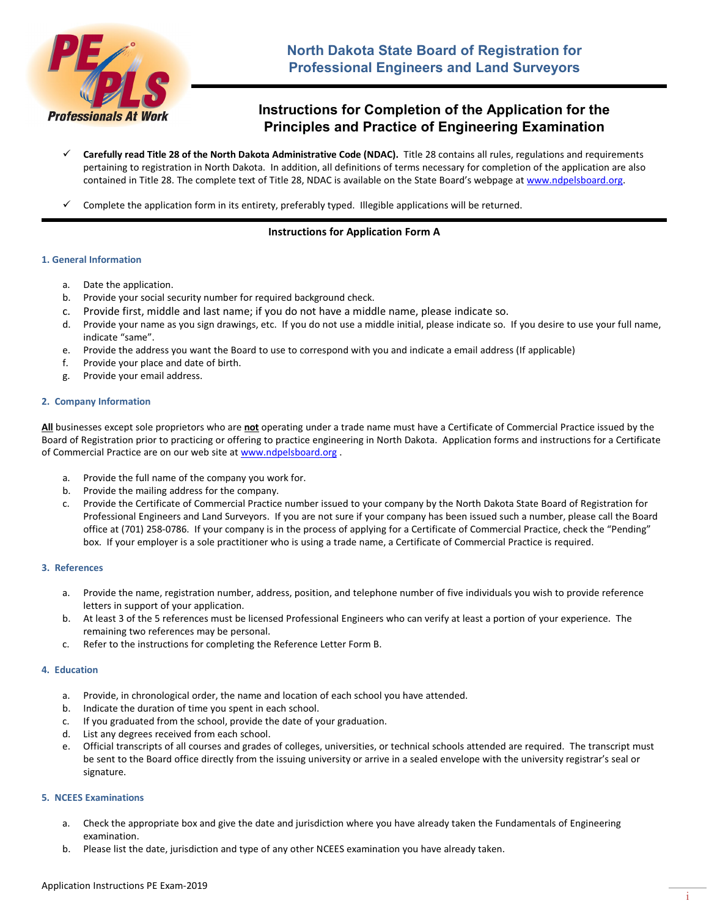# North Dakota State Board of Registration for Professional Engineers and Land Surveyors

## Instructions for Completion of the Application for the Principles and Practice of Engineering Examination

- ✓ **Carefully read Title 28 of the North Dakota Administrative Code (NDAC).** Title 28 contains all rules, regulations and requirements pertaining to registration in North Dakota. In addition, all definitions of terms necessary for completion of the application are also contained in Title 28. The complete text of Title 28, NDAC is available on the State Board's webpage at www.ndpelsboard.org.
- ✓ Complete the application form in its entirety, preferably typed. Illegible applications will be returned.

---

**Instructions for Application Form A**

### 1. General Information

a. Date the application.
b. Provide your social security number for required background check.
c. Provide first, middle and last name; if you do not have a middle name, please indicate so.
d. Provide your name as you sign drawings, etc. If you do not use a middle initial, please indicate so. If you desire to use your full name, indicate "same".
e. Provide the address you want the Board to use to correspond with you and indicate a email address (If applicable)
f. Provide your place and date of birth.
g. Provide your email address.

### 2. Company Information

**All** businesses except sole proprietors who are **not** operating under a trade name must have a Certificate of Commercial Practice issued by the Board of Registration prior to practicing or offering to practice engineering in North Dakota. Application forms and instructions for a Certificate of Commercial Practice are on our web site at www.ndpelsboard.org .

a. Provide the full name of the company you work for.
b. Provide the mailing address for the company.
c. Provide the Certificate of Commercial Practice number issued to your company by the North Dakota State Board of Registration for Professional Engineers and Land Surveyors. If you are not sure if your company has been issued such a number, please call the Board office at (701) 258-0786. If your company is in the process of applying for a Certificate of Commercial Practice, check the "Pending" box. If your employer is a sole practitioner who is using a trade name, a Certificate of Commercial Practice is required.

### 3. References

a. Provide the name, registration number, address, position, and telephone number of five individuals you wish to provide reference letters in support of your application.
b. At least 3 of the 5 references must be licensed Professional Engineers who can verify at least a portion of your experience. The remaining two references may be personal.
c. Refer to the instructions for completing the Reference Letter Form B.

### 4. Education

a. Provide, in chronological order, the name and location of each school you have attended.
b. Indicate the duration of time you spent in each school.
c. If you graduated from the school, provide the date of your graduation.
d. List any degrees received from each school.
e. Official transcripts of all courses and grades of colleges, universities, or technical schools attended are required. The transcript must be sent to the Board office directly from the issuing university or arrive in a sealed envelope with the university registrar's seal or signature.

### 5. NCEES Examinations

a. Check the appropriate box and give the date and jurisdiction where you have already taken the Fundamentals of Engineering examination.
b. Please list the date, jurisdiction and type of any other NCEES examination you have already taken.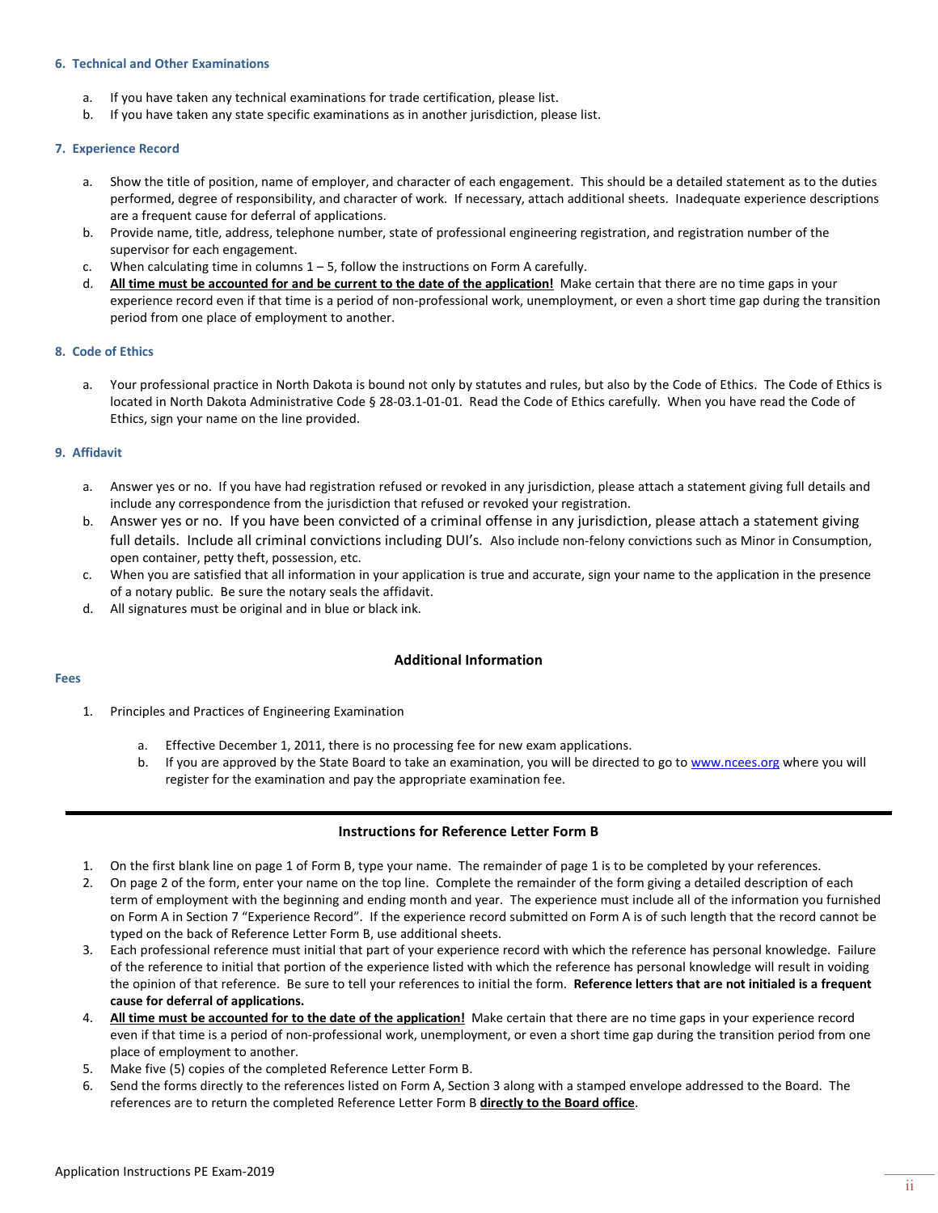### 6. Technical and Other Examinations

a. If you have taken any technical examinations for trade certification, please list.
b. If you have taken any state specific examinations as in another jurisdiction, please list.

### 7. Experience Record

a. Show the title of position, name of employer, and character of each engagement. This should be a detailed statement as to the duties performed, degree of responsibility, and character of work. If necessary, attach additional sheets. Inadequate experience descriptions are a frequent cause for deferral of applications.
b. Provide name, title, address, telephone number, state of professional engineering registration, and registration number of the supervisor for each engagement.
c. When calculating time in columns 1 – 5, follow the instructions on Form A carefully.
d. **All time must be accounted for and be current to the date of the application!** Make certain that there are no time gaps in your experience record even if that time is a period of non-professional work, unemployment, or even a short time gap during the transition period from one place of employment to another.

### 8. Code of Ethics

a. Your professional practice in North Dakota is bound not only by statutes and rules, but also by the Code of Ethics. The Code of Ethics is located in North Dakota Administrative Code § 28-03.1-01-01. Read the Code of Ethics carefully. When you have read the Code of Ethics, sign your name on the line provided.

### 9. Affidavit

a. Answer yes or no. If you have had registration refused or revoked in any jurisdiction, please attach a statement giving full details and include any correspondence from the jurisdiction that refused or revoked your registration.
b. Answer yes or no. If you have been convicted of a criminal offense in any jurisdiction, please attach a statement giving full details. Include all criminal convictions including DUI's. Also include non-felony convictions such as Minor in Consumption, open container, petty theft, possession, etc.
c. When you are satisfied that all information in your application is true and accurate, sign your name to the application in the presence of a notary public. Be sure the notary seals the affidavit.
d. All signatures must be original and in blue or black ink.

## Additional Information

### Fees

1. Principles and Practices of Engineering Examination

   a. Effective December 1, 2011, there is no processing fee for new exam applications.
   b. If you are approved by the State Board to take an examination, you will be directed to go to www.ncees.org where you will register for the examination and pay the appropriate examination fee.

---

## Instructions for Reference Letter Form B

1. On the first blank line on page 1 of Form B, type your name. The remainder of page 1 is to be completed by your references.
2. On page 2 of the form, enter your name on the top line. Complete the remainder of the form giving a detailed description of each term of employment with the beginning and ending month and year. The experience must include all of the information you furnished on Form A in Section 7 "Experience Record". If the experience record submitted on Form A is of such length that the record cannot be typed on the back of Reference Letter Form B, use additional sheets.
3. Each professional reference must initial that part of your experience record with which the reference has personal knowledge. Failure of the reference to initial that portion of the experience listed with which the reference has personal knowledge will result in voiding the opinion of that reference. Be sure to tell your references to initial the form. **Reference letters that are not initialed is a frequent cause for deferral of applications.**
4. **All time must be accounted for to the date of the application!** Make certain that there are no time gaps in your experience record even if that time is a period of non-professional work, unemployment, or even a short time gap during the transition period from one place of employment to another.
5. Make five (5) copies of the completed Reference Letter Form B.
6. Send the forms directly to the references listed on Form A, Section 3 along with a stamped envelope addressed to the Board. The references are to return the completed Reference Letter Form B **directly to the Board office**.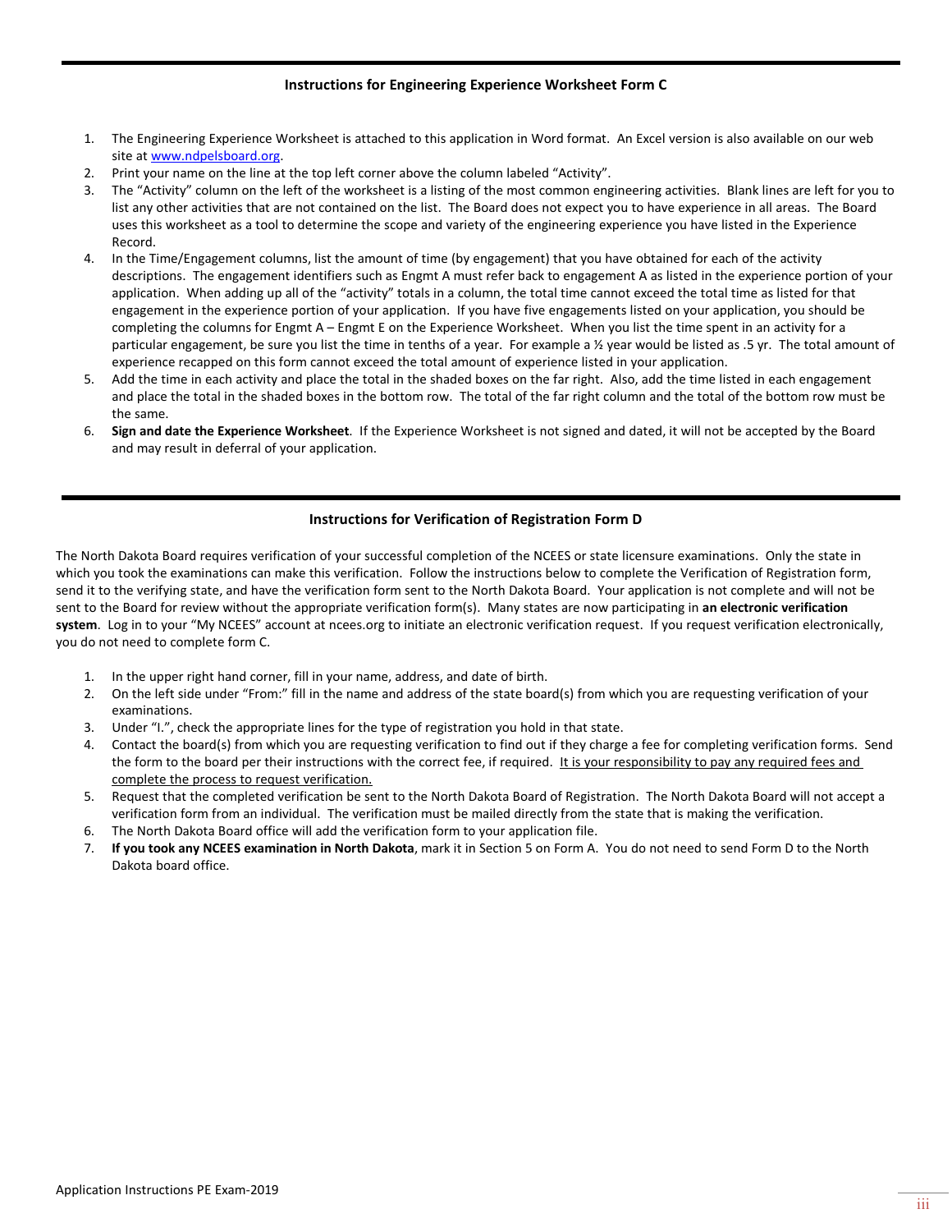## Instructions for Engineering Experience Worksheet Form C

1. The Engineering Experience Worksheet is attached to this application in Word format. An Excel version is also available on our web site at www.ndpelsboard.org.
2. Print your name on the line at the top left corner above the column labeled "Activity".
3. The "Activity" column on the left of the worksheet is a listing of the most common engineering activities. Blank lines are left for you to list any other activities that are not contained on the list. The Board does not expect you to have experience in all areas. The Board uses this worksheet as a tool to determine the scope and variety of the engineering experience you have listed in the Experience Record.
4. In the Time/Engagement columns, list the amount of time (by engagement) that you have obtained for each of the activity descriptions. The engagement identifiers such as Engmt A must refer back to engagement A as listed in the experience portion of your application. When adding up all of the "activity" totals in a column, the total time cannot exceed the total time as listed for that engagement in the experience portion of your application. If you have five engagements listed on your application, you should be completing the columns for Engmt A – Engmt E on the Experience Worksheet. When you list the time spent in an activity for a particular engagement, be sure you list the time in tenths of a year. For example a ½ year would be listed as .5 yr. The total amount of experience recapped on this form cannot exceed the total amount of experience listed in your application.
5. Add the time in each activity and place the total in the shaded boxes on the far right. Also, add the time listed in each engagement and place the total in the shaded boxes in the bottom row. The total of the far right column and the total of the bottom row must be the same.
6. **Sign and date the Experience Worksheet**. If the Experience Worksheet is not signed and dated, it will not be accepted by the Board and may result in deferral of your application.

## Instructions for Verification of Registration Form D

The North Dakota Board requires verification of your successful completion of the NCEES or state licensure examinations. Only the state in which you took the examinations can make this verification. Follow the instructions below to complete the Verification of Registration form, send it to the verifying state, and have the verification form sent to the North Dakota Board. Your application is not complete and will not be sent to the Board for review without the appropriate verification form(s). Many states are now participating in **an electronic verification system**. Log in to your "My NCEES" account at ncees.org to initiate an electronic verification request. If you request verification electronically, you do not need to complete form C.

1. In the upper right hand corner, fill in your name, address, and date of birth.
2. On the left side under "From:" fill in the name and address of the state board(s) from which you are requesting verification of your examinations.
3. Under "I.", check the appropriate lines for the type of registration you hold in that state.
4. Contact the board(s) from which you are requesting verification to find out if they charge a fee for completing verification forms. Send the form to the board per their instructions with the correct fee, if required. It is your responsibility to pay any required fees and complete the process to request verification.
5. Request that the completed verification be sent to the North Dakota Board of Registration. The North Dakota Board will not accept a verification form from an individual. The verification must be mailed directly from the state that is making the verification.
6. The North Dakota Board office will add the verification form to your application file.
7. **If you took any NCEES examination in North Dakota**, mark it in Section 5 on Form A. You do not need to send Form D to the North Dakota board office.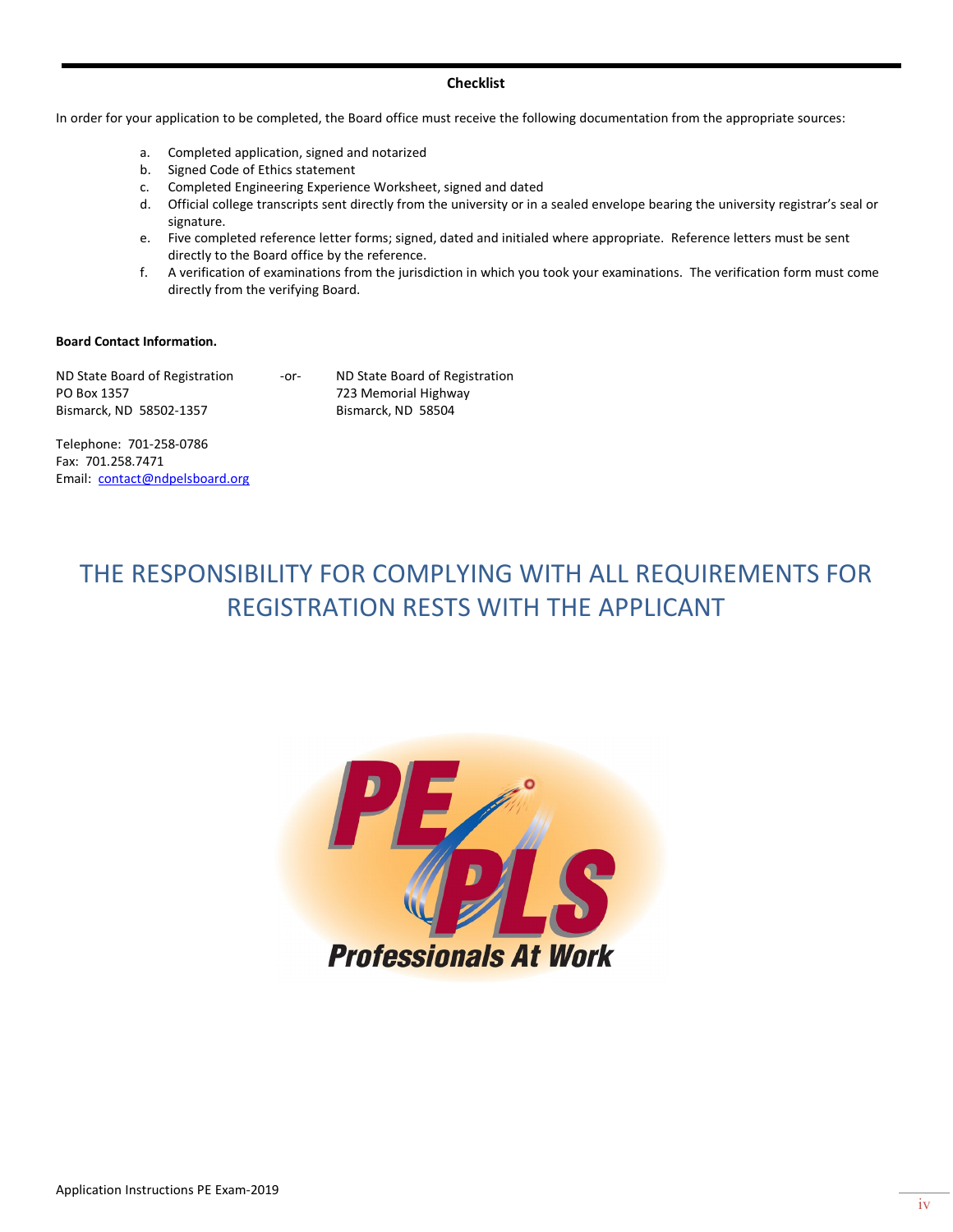## Checklist

In order for your application to be completed, the Board office must receive the following documentation from the appropriate sources:

a. Completed application, signed and notarized
b. Signed Code of Ethics statement
c. Completed Engineering Experience Worksheet, signed and dated
d. Official college transcripts sent directly from the university or in a sealed envelope bearing the university registrar's seal or signature.
e. Five completed reference letter forms; signed, dated and initialed where appropriate. Reference letters must be sent directly to the Board office by the reference.
f. A verification of examinations from the jurisdiction in which you took your examinations. The verification form must come directly from the verifying Board.

**Board Contact Information.**

ND State Board of Registration
PO Box 1357
Bismarck, ND 58502-1357

-or-

ND State Board of Registration
723 Memorial Highway
Bismarck, ND 58504

Telephone: 701-258-0786
Fax: 701.258.7471
Email: contact@ndpelsboard.org

# THE RESPONSIBILITY FOR COMPLYING WITH ALL REQUIREMENTS FOR REGISTRATION RESTS WITH THE APPLICANT

PE PLS
*Professionals At Work*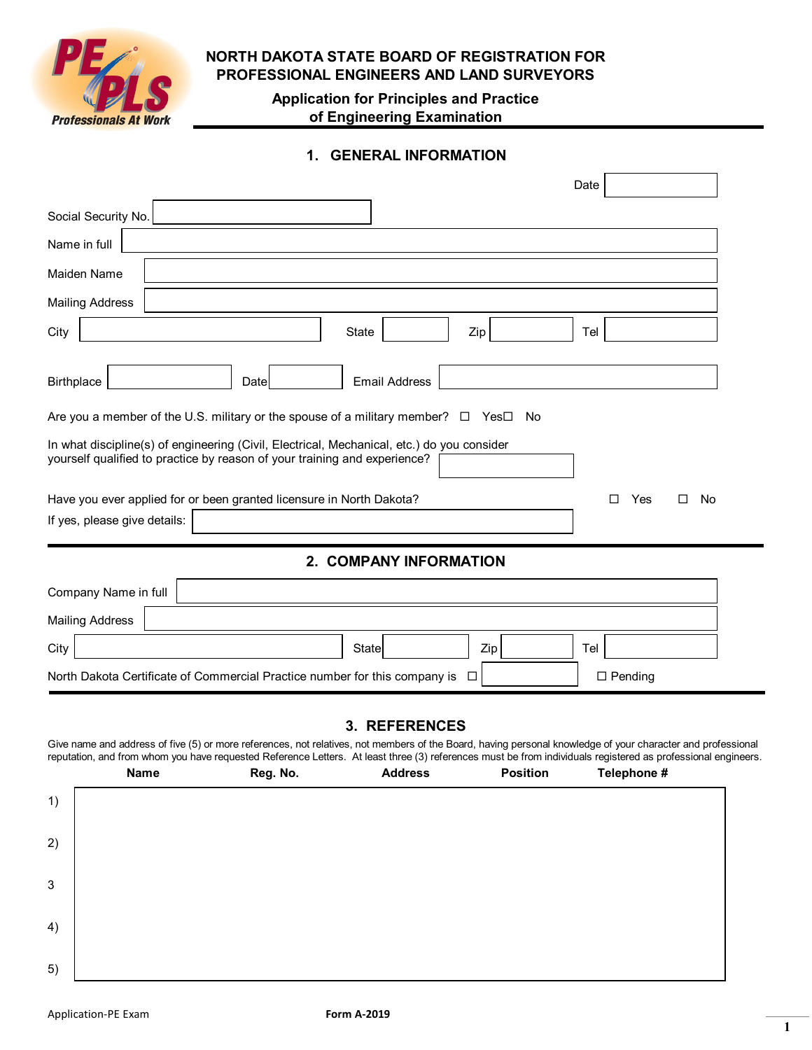# NORTH DAKOTA STATE BOARD OF REGISTRATION FOR PROFESSIONAL ENGINEERS AND LAND SURVEYORS

## Application for Principles and Practice of Engineering Examination

## 1. GENERAL INFORMATION

Date

Social Security No.

Name in full

Maiden Name

Mailing Address

City | State | Zip | Tel

Birthplace | Date | Email Address

Are you a member of the U.S. military or the spouse of a military member? ☐ Yes ☐ No

In what discipline(s) of engineering (Civil, Electrical, Mechanical, etc.) do you consider yourself qualified to practice by reason of your training and experience?

Have you ever applied for or been granted licensure in North Dakota? ☐ Yes ☐ No

If yes, please give details:

## 2. COMPANY INFORMATION

Company Name in full

Mailing Address

City | State | Zip | Tel

North Dakota Certificate of Commercial Practice number for this company is ☐ ☐ Pending

## 3. REFERENCES

Give name and address of five (5) or more references, not relatives, not members of the Board, having personal knowledge of your character and professional reputation, and from whom you have requested Reference Letters. At least three (3) references must be from individuals registered as professional engineers.

| | Name | Reg. No. | Address | Position | Telephone # |
|---|---|---|---|---|---|
| 1) | | | | | |
| 2) | | | | | |
| 3 | | | | | |
| 4) | | | | | |
| 5) | | | | | |

Application-PE Exam

Form A-2019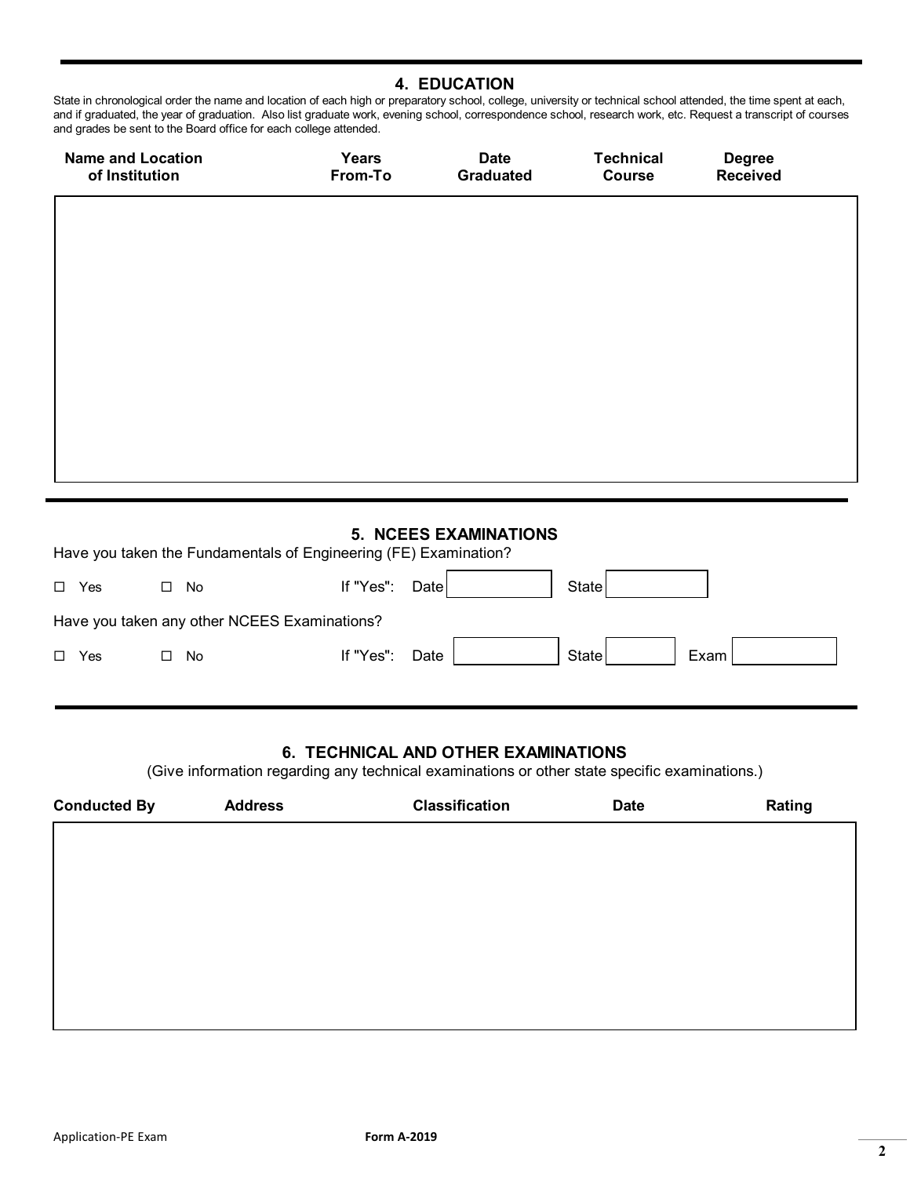## 4. EDUCATION

State in chronological order the name and location of each high or preparatory school, college, university or technical school attended, the time spent at each, and if graduated, the year of graduation. Also list graduate work, evening school, correspondence school, research work, etc. Request a transcript of courses and grades be sent to the Board office for each college attended.

| Name and Location of Institution | Years From-To | Date Graduated | Technical Course | Degree Received |
|---|---|---|---|---|
| | | | | |

## 5. NCEES EXAMINATIONS

Have you taken the Fundamentals of Engineering (FE) Examination?

☐ Yes ☐ No If "Yes": Date ____ State ____

Have you taken any other NCEES Examinations?

☐ Yes ☐ No If "Yes": Date ____ State ____ Exam ____

## 6. TECHNICAL AND OTHER EXAMINATIONS

(Give information regarding any technical examinations or other state specific examinations.)

| Conducted By | Address | Classification | Date | Rating |
|---|---|---|---|---|
| | | | | |

Application-PE Exam **Form A-2019**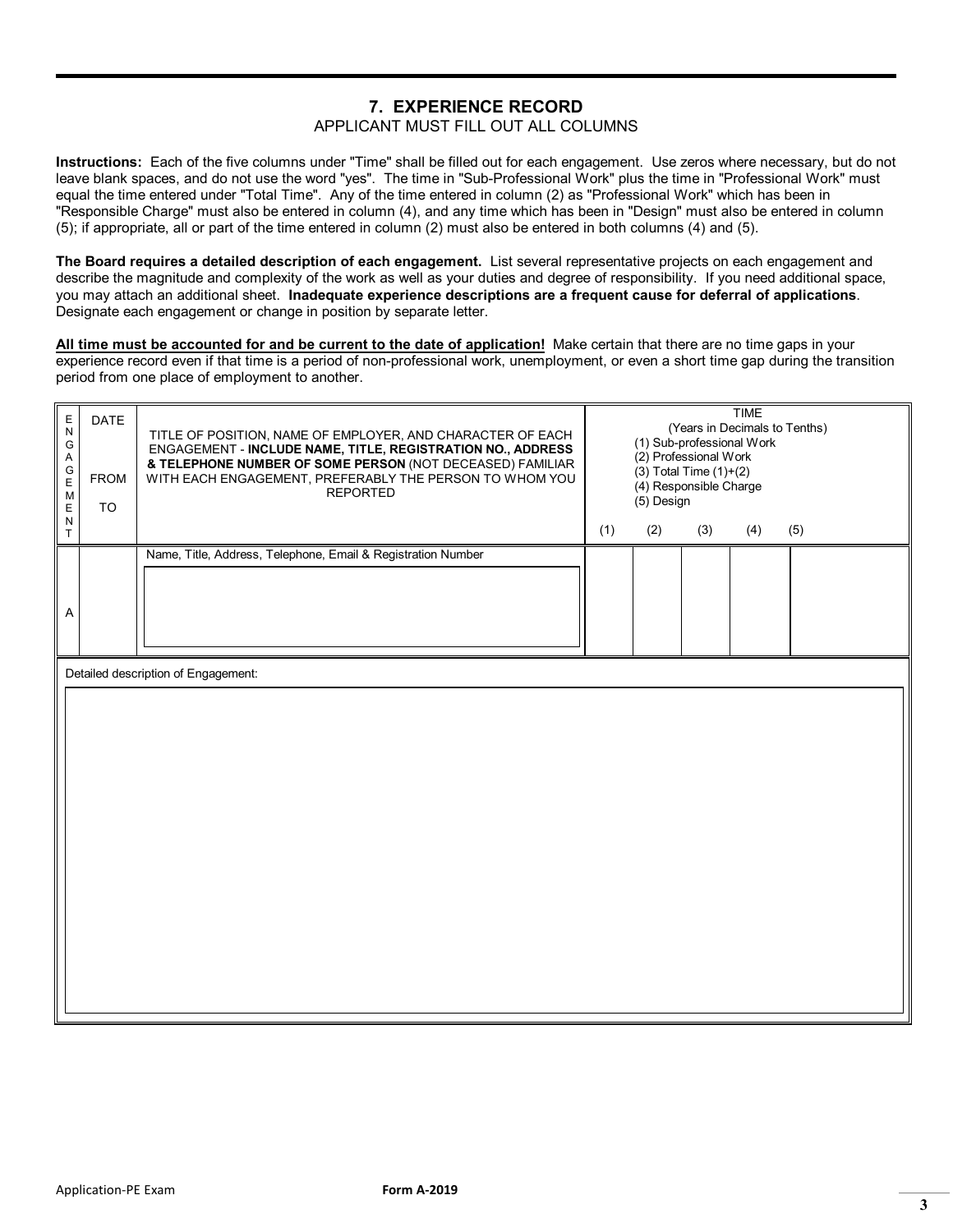## 7. EXPERIENCE RECORD

APPLICANT MUST FILL OUT ALL COLUMNS

**Instructions:** Each of the five columns under "Time" shall be filled out for each engagement. Use zeros where necessary, but do not leave blank spaces, and do not use the word "yes". The time in "Sub-Professional Work" plus the time in "Professional Work" must equal the time entered under "Total Time". Any of the time entered in column (2) as "Professional Work" which has been in "Responsible Charge" must also be entered in column (4), and any time which has been in "Design" must also be entered in column (5); if appropriate, all or part of the time entered in column (2) must also be entered in both columns (4) and (5).

**The Board requires a detailed description of each engagement.** List several representative projects on each engagement and describe the magnitude and complexity of the work as well as your duties and degree of responsibility. If you need additional space, you may attach an additional sheet. **Inadequate experience descriptions are a frequent cause for deferral of applications**. Designate each engagement or change in position by separate letter.

**<u>All time must be accounted for and be current to the date of application!</u>** Make certain that there are no time gaps in your experience record even if that time is a period of non-professional work, unemployment, or even a short time gap during the transition period from one place of employment to another.

| ENGAGEMENT | DATE<br>FROM<br>TO | TITLE OF POSITION, NAME OF EMPLOYER, AND CHARACTER OF EACH ENGAGEMENT - **INCLUDE NAME, TITLE, REGISTRATION NO., ADDRESS & TELEPHONE NUMBER OF SOME PERSON** (NOT DECEASED) FAMILIAR WITH EACH ENGAGEMENT, PREFERABLY THE PERSON TO WHOM YOU REPORTED | TIME (Years in Decimals to Tenths)<br>(1) Sub-professional Work<br>(2) Professional Work<br>(3) Total Time (1)+(2)<br>(4) Responsible Charge<br>(5) Design | | | | |
|---|---|---|---|---|---|---|---|
| | | | (1) | (2) | (3) | (4) | (5) |
| A | | Name, Title, Address, Telephone, Email & Registration Number | | | | | |

Detailed description of Engagement: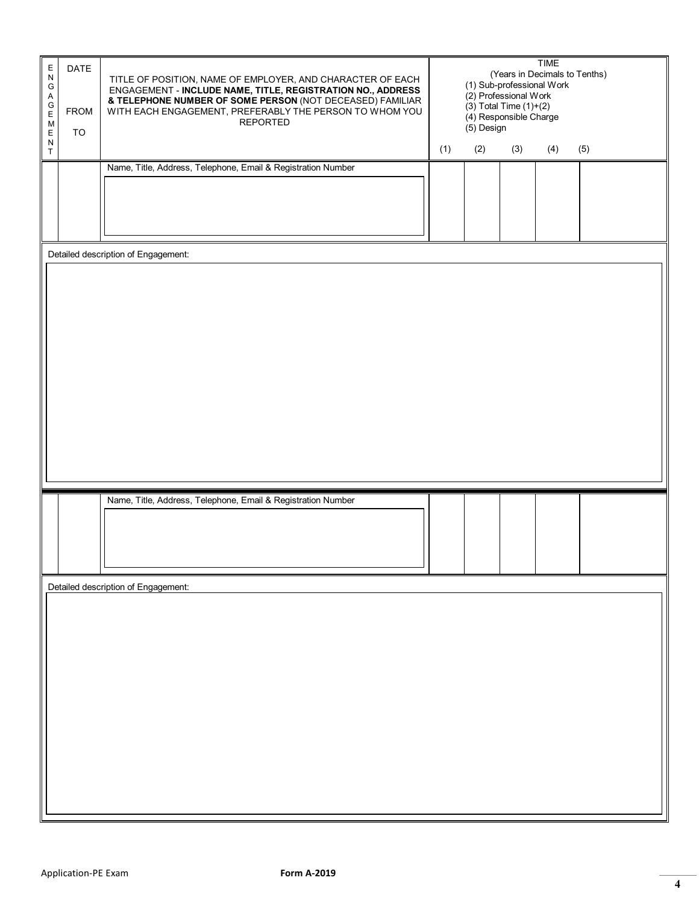| ENGAGEMENT | DATE<br>FROM<br>TO | TITLE OF POSITION, NAME OF EMPLOYER, AND CHARACTER OF EACH ENGAGEMENT - **INCLUDE NAME, TITLE, REGISTRATION NO., ADDRESS & TELEPHONE NUMBER OF SOME PERSON** (NOT DECEASED) FAMILIAR WITH EACH ENGAGEMENT, PREFERABLY THE PERSON TO WHOM YOU REPORTED | TIME (Years in Decimals to Tenths) (1) Sub-professional Work (2) Professional Work (3) Total Time (1)+(2) (4) Responsible Charge (5) Design<br>(1) | (2) | (3) | (4) | (5) |
|---|---|---|---|---|---|---|---|
| | | Name, Title, Address, Telephone, Email & Registration Number | | | | | |

Detailed description of Engagement:

| ENGAGEMENT | DATE | TITLE OF POSITION | (1) | (2) | (3) | (4) | (5) |
|---|---|---|---|---|---|---|---|
| | | Name, Title, Address, Telephone, Email & Registration Number | | | | | |

Detailed description of Engagement:

Application-PE Exam **Form A-2019**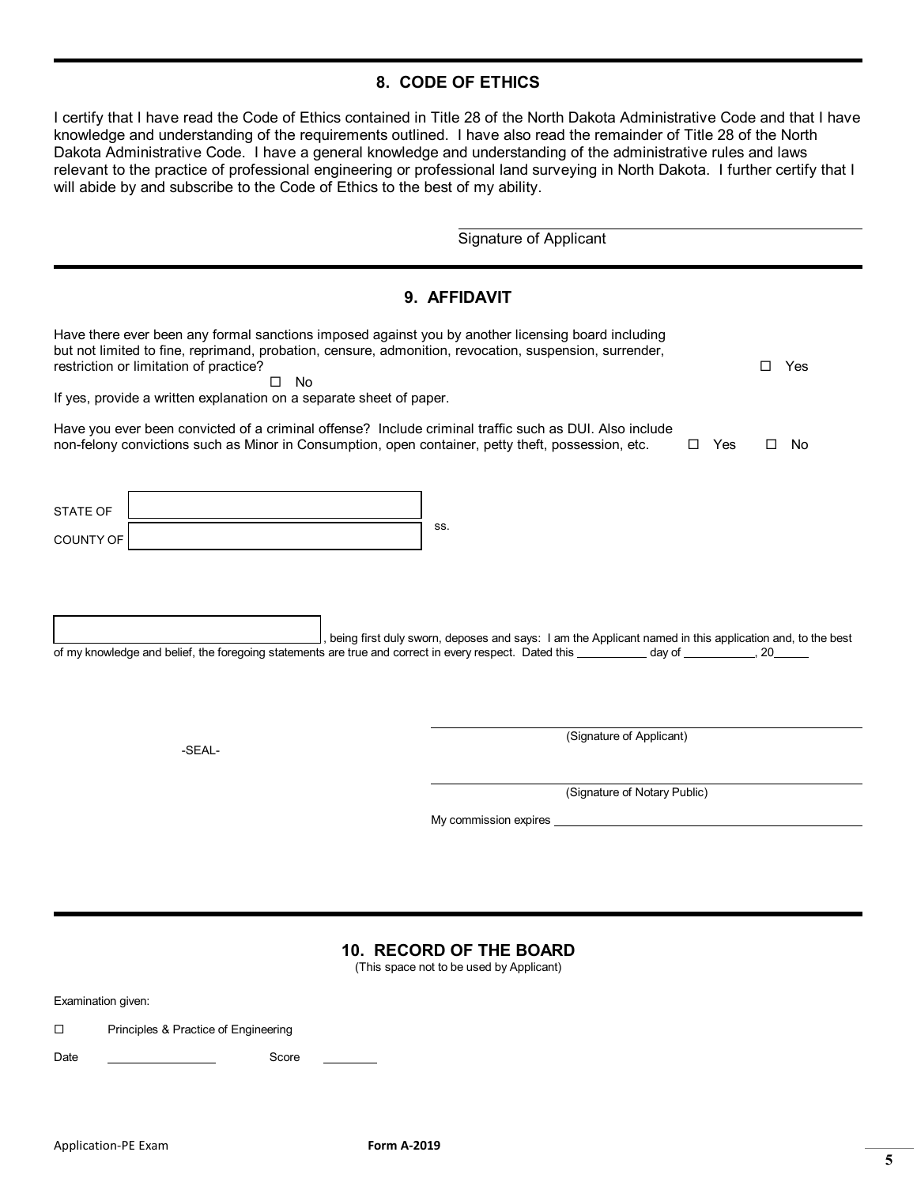## 8. CODE OF ETHICS

I certify that I have read the Code of Ethics contained in Title 28 of the North Dakota Administrative Code and that I have knowledge and understanding of the requirements outlined. I have also read the remainder of Title 28 of the North Dakota Administrative Code. I have a general knowledge and understanding of the administrative rules and laws relevant to the practice of professional engineering or professional land surveying in North Dakota. I further certify that I will abide by and subscribe to the Code of Ethics to the best of my ability.

\_\_\_\_\_\_\_\_\_\_\_\_\_\_\_\_\_\_\_\_\_\_\_\_\_\_\_\_\_\_\_\_\_\_\_\_\_\_\_\_
Signature of Applicant

## 9. AFFIDAVIT

Have there ever been any formal sanctions imposed against you by another licensing board including but not limited to fine, reprimand, probation, censure, admonition, revocation, suspension, surrender, restriction or limitation of practice? ☐ Yes ☐ No

If yes, provide a written explanation on a separate sheet of paper.

Have you ever been convicted of a criminal offense? Include criminal traffic such as DUI. Also include non-felony convictions such as Minor in Consumption, open container, petty theft, possession, etc. ☐ Yes ☐ No

STATE OF \_\_\_\_\_\_\_\_\_\_\_\_\_\_\_\_\_\_\_\_\_\_\_\_
ss.
COUNTY OF \_\_\_\_\_\_\_\_\_\_\_\_\_\_\_\_\_\_\_\_\_\_\_\_

\_\_\_\_\_\_\_\_\_\_\_\_\_\_\_\_\_\_\_\_\_\_\_\_, being first duly sworn, deposes and says: I am the Applicant named in this application and, to the best of my knowledge and belief, the foregoing statements are true and correct in every respect. Dated this \_\_\_\_\_\_\_\_\_\_ day of \_\_\_\_\_\_\_\_\_\_, 20\_\_\_\_\_

-SEAL-

\_\_\_\_\_\_\_\_\_\_\_\_\_\_\_\_\_\_\_\_\_\_\_\_\_\_\_\_\_\_\_\_\_\_\_\_\_\_\_\_
(Signature of Applicant)

\_\_\_\_\_\_\_\_\_\_\_\_\_\_\_\_\_\_\_\_\_\_\_\_\_\_\_\_\_\_\_\_\_\_\_\_\_\_\_\_
(Signature of Notary Public)

My commission expires \_\_\_\_\_\_\_\_\_\_\_\_\_\_\_\_\_\_\_\_\_\_\_\_

## 10. RECORD OF THE BOARD

(This space not to be used by Applicant)

Examination given:

☐ Principles & Practice of Engineering

Date \_\_\_\_\_\_\_\_\_\_\_\_\_\_ Score \_\_\_\_\_\_\_\_

Application-PE Exam **Form A-2019**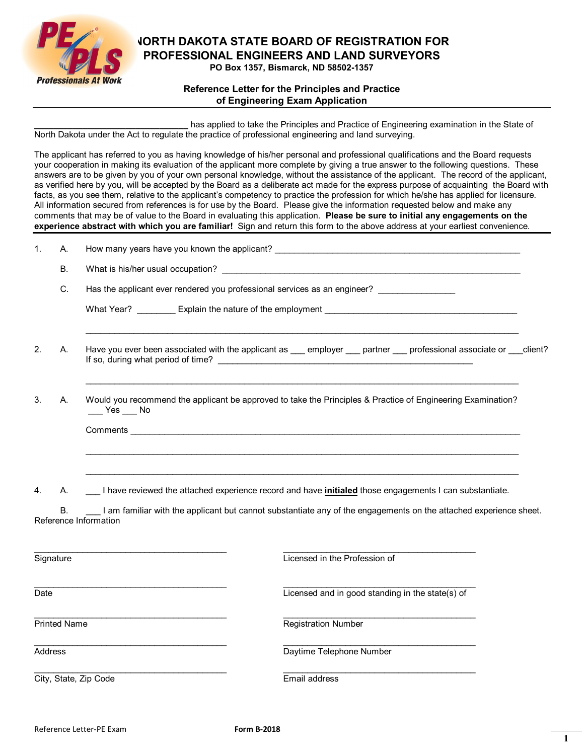# NORTH DAKOTA STATE BOARD OF REGISTRATION FOR PROFESSIONAL ENGINEERS AND LAND SURVEYORS

**PO Box 1357, Bismarck, ND 58502-1357**

## Reference Letter for the Principles and Practice of Engineering Exam Application

________________________________ has applied to take the Principles and Practice of Engineering examination in the State of North Dakota under the Act to regulate the practice of professional engineering and land surveying.

The applicant has referred to you as having knowledge of his/her personal and professional qualifications and the Board requests your cooperation in making its evaluation of the applicant more complete by giving a true answer to the following questions. These answers are to be given by you of your own personal knowledge, without the assistance of the applicant. The record of the applicant, as verified here by you, will be accepted by the Board as a deliberate act made for the express purpose of acquainting the Board with facts, as you see them, relative to the applicant's competency to practice the profession for which he/she has applied for licensure. All information secured from references is for use by the Board. Please give the information requested below and make any comments that may be of value to the Board in evaluating this application. **Please be sure to initial any engagements on the experience abstract with which you are familiar!** Sign and return this form to the above address at your earliest convenience.

1. A. How many years have you known the applicant? ____________________________________________________

   B. What is his/her usual occupation? ____________________________________________________________

   C. Has the applicant ever rendered you professional services as an engineer? _______________

   What Year? ________ Explain the nature of the employment ________________________________________

   ____________________________________________________________________________________________

2. A. Have you ever been associated with the applicant as ___ employer ___ partner ___ professional associate or ___client? If so, during what period of time? ______________________________________________________

   ____________________________________________________________________________________________

3. A. Would you recommend the applicant be approved to take the Principles & Practice of Engineering Examination? ___ Yes ___ No

   Comments ___________________________________________________________________________________

   ____________________________________________________________________________________________

   ____________________________________________________________________________________________

4. A. ___ I have reviewed the attached experience record and have **initialed** those engagements I can substantiate.

   B. ___ I am familiar with the applicant but cannot substantiate any of the engagements on the attached experience sheet.

Reference Information

| | |
|---|---|
| ______________________________________ | ______________________________________ |
| Signature | Licensed in the Profession of |
| ______________________________________ | ______________________________________ |
| Date | Licensed and in good standing in the state(s) of |
| ______________________________________ | ______________________________________ |
| Printed Name | Registration Number |
| ______________________________________ | ______________________________________ |
| Address | Daytime Telephone Number |
| ______________________________________ | ______________________________________ |
| City, State, Zip Code | Email address |

Reference Letter-PE Exam **Form B-2018**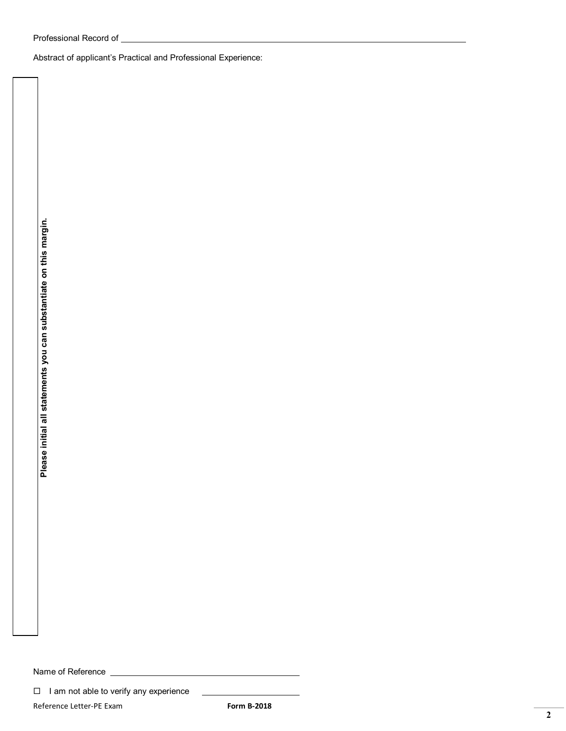Professional Record of ____________________________________________

Abstract of applicant's Practical and Professional Experience:

**Please initial all statements you can substantiate on this margin.**

Name of Reference ______________________________

☐ I am not able to verify any experience ______________

Reference Letter-PE Exam **Form B-2018**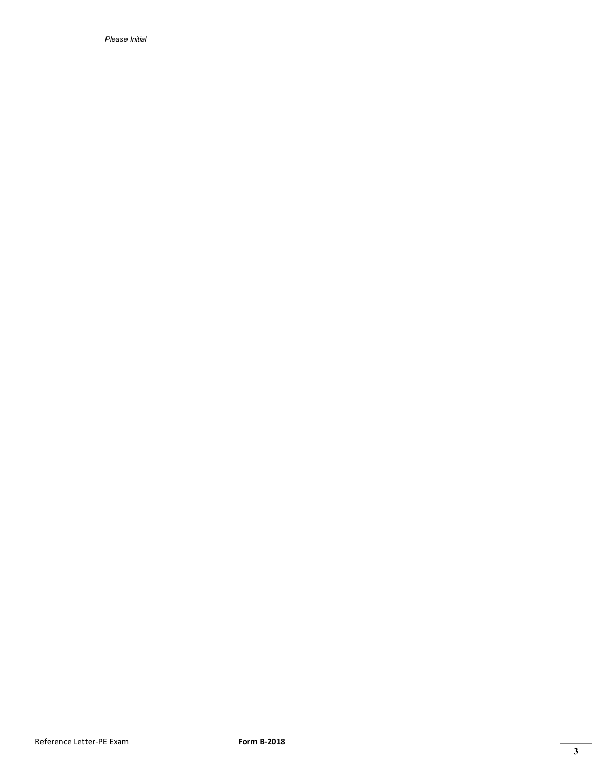*Please Initial*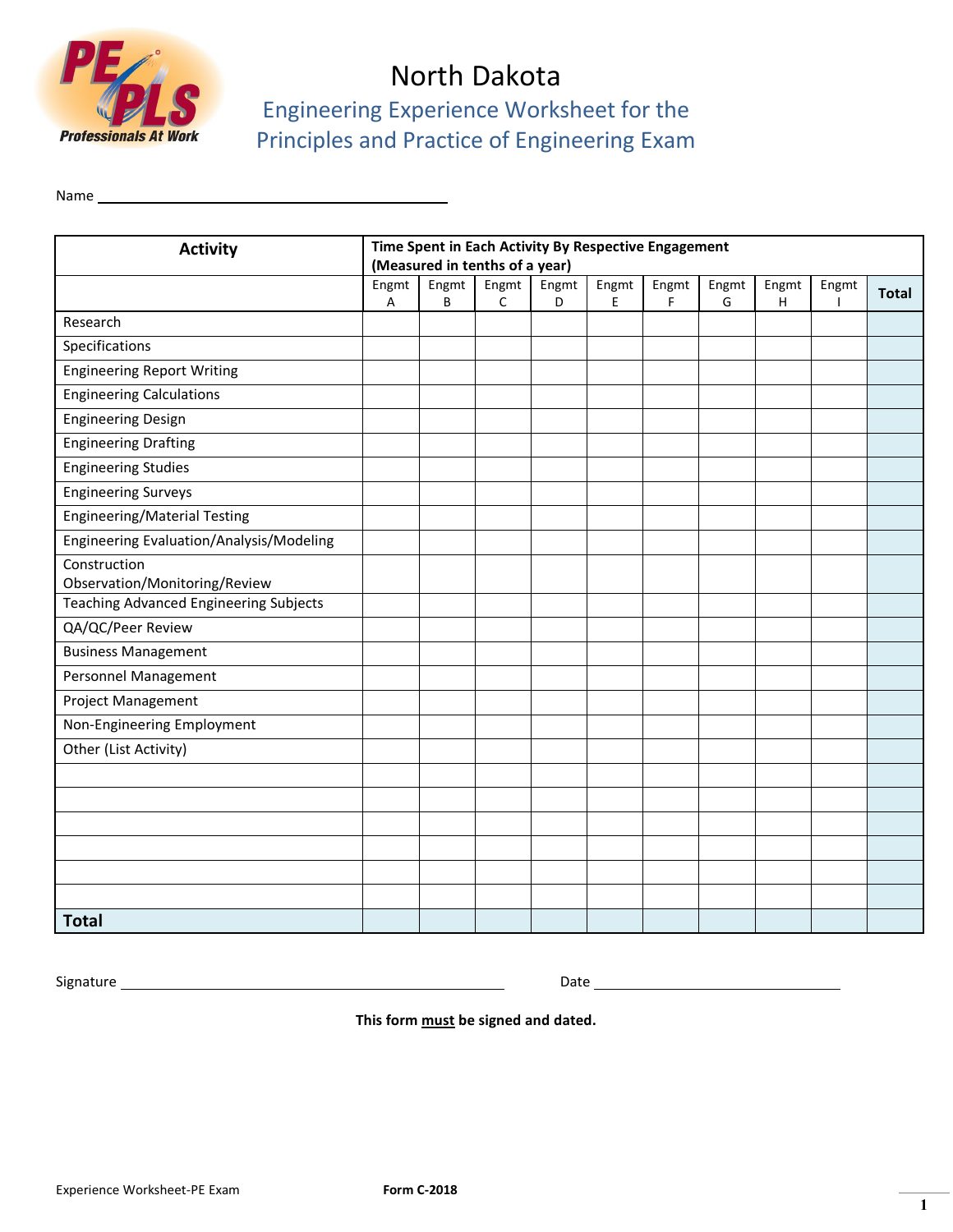# North Dakota

## Engineering Experience Worksheet for the Principles and Practice of Engineering Exam

Name ______________________________

| Activity | Time Spent in Each Activity By Respective Engagement (Measured in tenths of a year) | | | | | | | | | |
|---|---|---|---|---|---|---|---|---|---|---|
| | Engmt A | Engmt B | Engmt C | Engmt D | Engmt E | Engmt F | Engmt G | Engmt H | Engmt I | **Total** |
| Research | | | | | | | | | | |
| Specifications | | | | | | | | | | |
| Engineering Report Writing | | | | | | | | | | |
| Engineering Calculations | | | | | | | | | | |
| Engineering Design | | | | | | | | | | |
| Engineering Drafting | | | | | | | | | | |
| Engineering Studies | | | | | | | | | | |
| Engineering Surveys | | | | | | | | | | |
| Engineering/Material Testing | | | | | | | | | | |
| Engineering Evaluation/Analysis/Modeling | | | | | | | | | | |
| Construction Observation/Monitoring/Review | | | | | | | | | | |
| Teaching Advanced Engineering Subjects | | | | | | | | | | |
| QA/QC/Peer Review | | | | | | | | | | |
| Business Management | | | | | | | | | | |
| Personnel Management | | | | | | | | | | |
| Project Management | | | | | | | | | | |
| Non-Engineering Employment | | | | | | | | | | |
| Other (List Activity) | | | | | | | | | | |
| | | | | | | | | | | |
| | | | | | | | | | | |
| | | | | | | | | | | |
| | | | | | | | | | | |
| | | | | | | | | | | |
| | | | | | | | | | | |
| **Total** | | | | | | | | | | |

Signature ______________________________ Date ____________________

**This form must be signed and dated.**

Experience Worksheet-PE Exam **Form C-2018**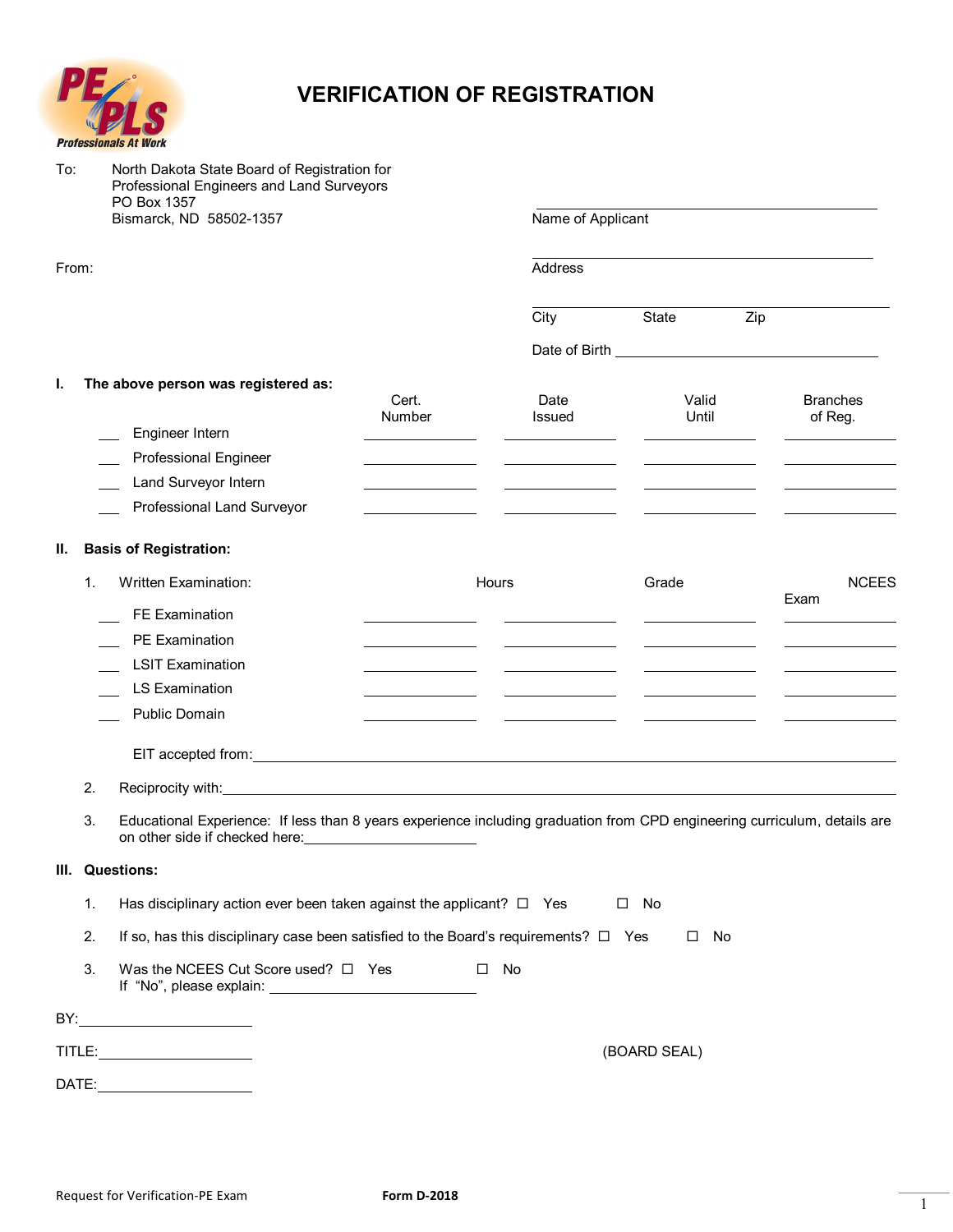# VERIFICATION OF REGISTRATION

To: North Dakota State Board of Registration for Professional Engineers and Land Surveyors
PO Box 1357
Bismarck, ND 58502-1357

Name of Applicant ____________________

From:

Address ____________________

City State Zip ____________________

Date of Birth ____________________

**I. The above person was registered as:**

| | Cert. Number | Date Issued | Valid Until | Branches of Reg. |
|---|---|---|---|---|
| ___ Engineer Intern | | | | |
| ___ Professional Engineer | | | | |
| ___ Land Surveyor Intern | | | | |
| ___ Professional Land Surveyor | | | | |

**II. Basis of Registration:**

1. Written Examination:

| | | Hours | Grade | NCEES Exam |
|---|---|---|---|---|
| ___ FE Examination | | | | |
| ___ PE Examination | | | | |
| ___ LSIT Examination | | | | |
| ___ LS Examination | | | | |
| ___ Public Domain | | | | |

EIT accepted from: ____________________

2. Reciprocity with: ____________________

3. Educational Experience: If less than 8 years experience including graduation from CPD engineering curriculum, details are on other side if checked here: ____________________

**III. Questions:**

1. Has disciplinary action ever been taken against the applicant? ☐ Yes ☐ No

2. If so, has this disciplinary case been satisfied to the Board's requirements? ☐ Yes ☐ No

3. Was the NCEES Cut Score used? ☐ Yes ☐ No
   If "No", please explain: ____________________

BY: ____________________

TITLE: ____________________ (BOARD SEAL)

DATE: ____________________

Request for Verification-PE Exam **Form D-2018**